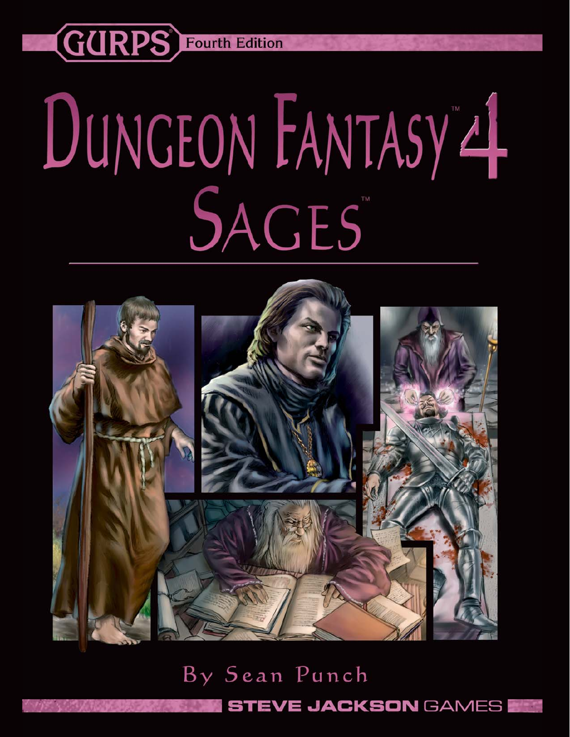GURPS® Fourth Edition

# Dungeon Fantasy™ 4

# Sages™

By Sean Punch

STEVE JACKSON GAMES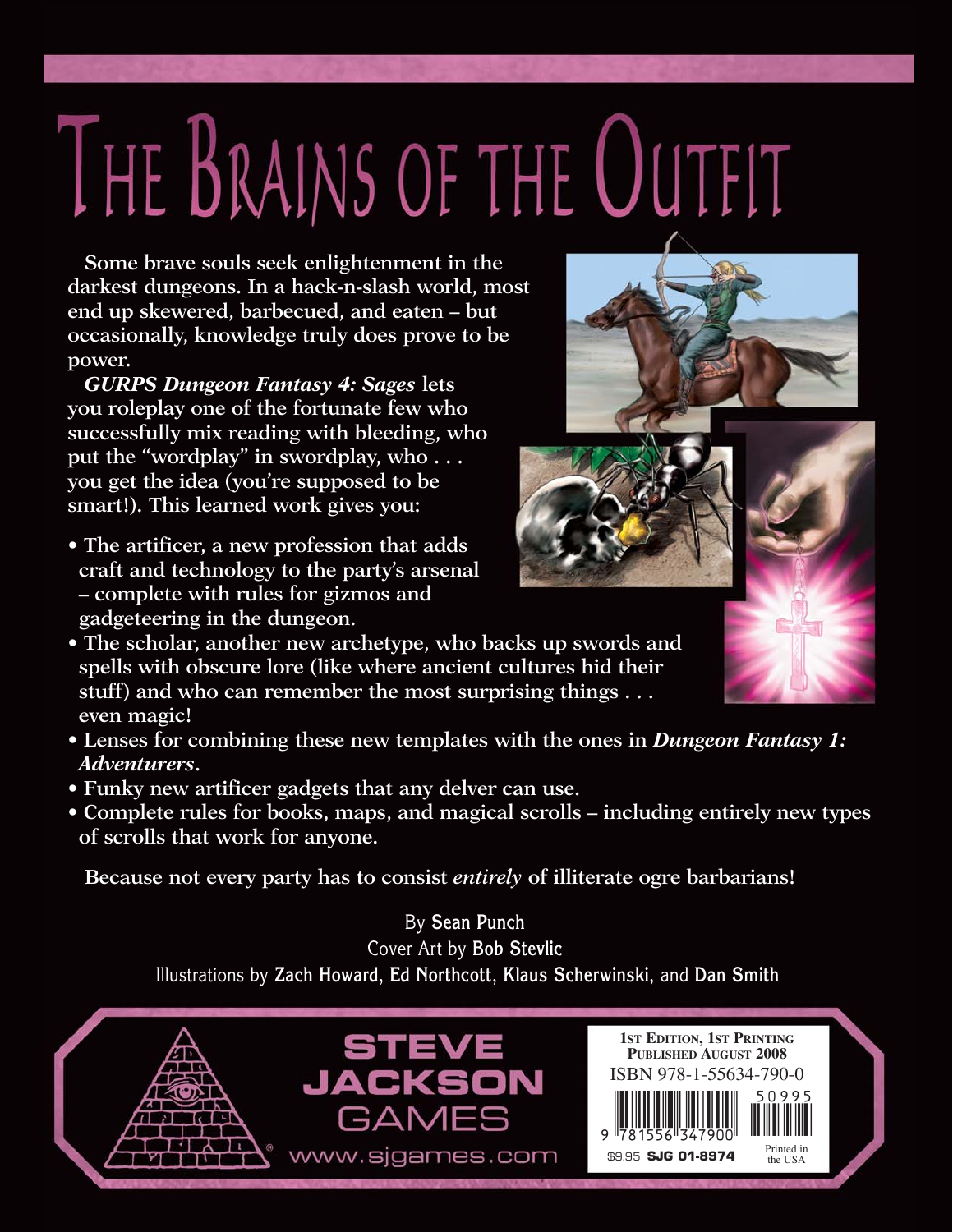# The Brains of the Outfit

Some brave souls seek enlightenment in the darkest dungeons. In a hack-n-slash world, most end up skewered, barbecued, and eaten – but occasionally, knowledge truly does prove to be power.

***GURPS Dungeon Fantasy 4: Sages*** lets you roleplay one of the fortunate few who successfully mix reading with bleeding, who put the "wordplay" in swordplay, who . . . you get the idea (you're supposed to be smart!). This learned work gives you:

- The artificer, a new profession that adds craft and technology to the party's arsenal – complete with rules for gizmos and gadgeteering in the dungeon.
- The scholar, another new archetype, who backs up swords and spells with obscure lore (like where ancient cultures hid their stuff) and who can remember the most surprising things . . . even magic!
- Lenses for combining these new templates with the ones in ***Dungeon Fantasy 1: Adventurers***.
- Funky new artificer gadgets that any delver can use.
- Complete rules for books, maps, and magical scrolls – including entirely new types of scrolls that work for anyone.

Because not every party has to consist *entirely* of illiterate ogre barbarians!

By **Sean Punch**
Cover Art by **Bob Stevlic**
Illustrations by **Zach Howard**, **Ed Northcott**, **Klaus Scherwinski**, and **Dan Smith**

STEVE JACKSON GAMES
www.sjgames.com

1st Edition, 1st Printing
Published August 2008
ISBN 978-1-55634-790-0
9 781556 347900 50995
$9.95 **SJG 01-8974**
Printed in the USA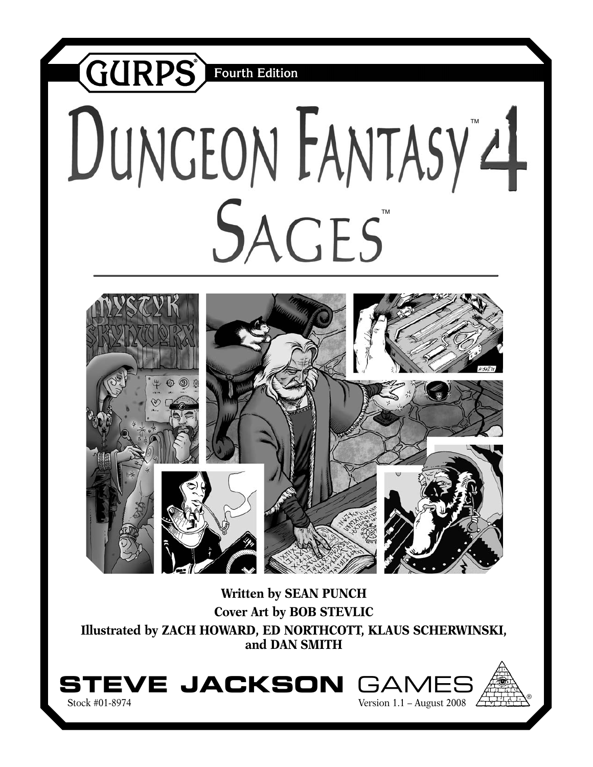# GURPS Fourth Edition

# DUNGEON FANTASY™ 4

# SAGES™

**Written by SEAN PUNCH**

**Cover Art by BOB STEVLIC**

**Illustrated by ZACH HOWARD, ED NORTHCOTT, KLAUS SCHERWINSKI, and DAN SMITH**

**STEVE JACKSON GAMES**

Stock #01-8974

Version 1.1 – August 2008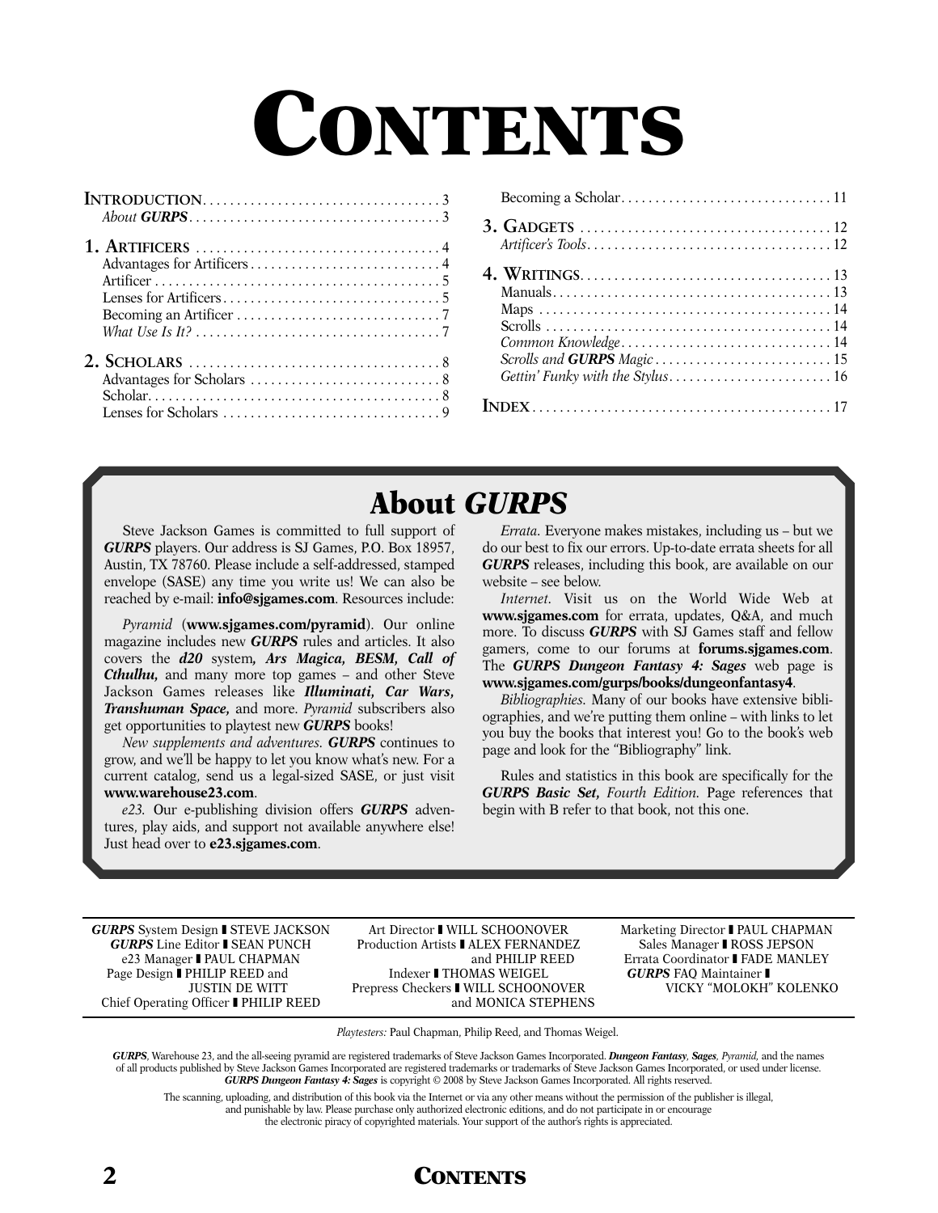# CONTENTS

**INTRODUCTION** . . . . . . . . . . . . . . . . . . . . . . . . . . . . . . . . . . 3
*About **GURPS*** . . . . . . . . . . . . . . . . . . . . . . . . . . . . . . . . . . 3

**1. ARTIFICERS** . . . . . . . . . . . . . . . . . . . . . . . . . . . . . . . . . . 4
Advantages for Artificers . . . . . . . . . . . . . . . . . . . . . . . . . . . 4
Artificer . . . . . . . . . . . . . . . . . . . . . . . . . . . . . . . . . . . . . . . . 5
Lenses for Artificers . . . . . . . . . . . . . . . . . . . . . . . . . . . . . . . 5
Becoming an Artificer . . . . . . . . . . . . . . . . . . . . . . . . . . . . . 7
*What Use Is It?* . . . . . . . . . . . . . . . . . . . . . . . . . . . . . . . . . . 7

**2. SCHOLARS** . . . . . . . . . . . . . . . . . . . . . . . . . . . . . . . . . . . 8
Advantages for Scholars . . . . . . . . . . . . . . . . . . . . . . . . . . . 8
Scholar . . . . . . . . . . . . . . . . . . . . . . . . . . . . . . . . . . . . . . . . . 8
Lenses for Scholars . . . . . . . . . . . . . . . . . . . . . . . . . . . . . . . 9
Becoming a Scholar . . . . . . . . . . . . . . . . . . . . . . . . . . . . . . 11

**3. GADGETS** . . . . . . . . . . . . . . . . . . . . . . . . . . . . . . . . . . 12
*Artificer's Tools* . . . . . . . . . . . . . . . . . . . . . . . . . . . . . . . . . 12

**4. WRITINGS** . . . . . . . . . . . . . . . . . . . . . . . . . . . . . . . . . . 13
Manuals . . . . . . . . . . . . . . . . . . . . . . . . . . . . . . . . . . . . . . . 13
Maps . . . . . . . . . . . . . . . . . . . . . . . . . . . . . . . . . . . . . . . . . 14
Scrolls . . . . . . . . . . . . . . . . . . . . . . . . . . . . . . . . . . . . . . . . 14
*Common Knowledge* . . . . . . . . . . . . . . . . . . . . . . . . . . . . . 14
*Scrolls and **GURPS** Magic* . . . . . . . . . . . . . . . . . . . . . . . . 15
*Gettin' Funky with the Stylus* . . . . . . . . . . . . . . . . . . . . . . . 16

**INDEX** . . . . . . . . . . . . . . . . . . . . . . . . . . . . . . . . . . . . . . . 17

## About *GURPS*

Steve Jackson Games is committed to full support of ***GURPS*** players. Our address is SJ Games, P.O. Box 18957, Austin, TX 78760. Please include a self-addressed, stamped envelope (SASE) any time you write us! We can also be reached by e-mail: **info@sjgames.com**. Resources include:

*Pyramid* (**www.sjgames.com/pyramid**). Our online magazine includes new ***GURPS*** rules and articles. It also covers the ***d20*** system***, Ars Magica, BESM, Call of Cthulhu,*** and many more top games – and other Steve Jackson Games releases like ***Illuminati, Car Wars, Transhuman Space,*** and more. *Pyramid* subscribers also get opportunities to playtest new ***GURPS*** books!

*New supplements and adventures.* ***GURPS*** continues to grow, and we'll be happy to let you know what's new. For a current catalog, send us a legal-sized SASE, or just visit **www.warehouse23.com**.

*e23.* Our e-publishing division offers ***GURPS*** adventures, play aids, and support not available anywhere else! Just head over to **e23.sjgames.com**.

*Errata*. Everyone makes mistakes, including us – but we do our best to fix our errors. Up-to-date errata sheets for all ***GURPS*** releases, including this book, are available on our website – see below.

*Internet*. Visit us on the World Wide Web at **www.sjgames.com** for errata, updates, Q&A, and much more. To discuss ***GURPS*** with SJ Games staff and fellow gamers, come to our forums at **forums.sjgames.com**. The ***GURPS Dungeon Fantasy 4: Sages*** web page is **www.sjgames.com/gurps/books/dungeonfantasy4**.

*Bibliographies*. Many of our books have extensive bibliographies, and we're putting them online – with links to let you buy the books that interest you! Go to the book's web page and look for the "Bibliography" link.

Rules and statistics in this book are specifically for the ***GURPS Basic Set,*** *Fourth Edition*. Page references that begin with B refer to that book, not this one.

***GURPS*** System Design ❚ STEVE JACKSON
***GURPS*** Line Editor ❚ SEAN PUNCH
e23 Manager ❚ PAUL CHAPMAN
Page Design ❚ PHILIP REED and JUSTIN DE WITT
Chief Operating Officer ❚ PHILIP REED

Art Director ❚ WILL SCHOONOVER
Production Artists ❚ ALEX FERNANDEZ and PHILIP REED
Indexer ❚ THOMAS WEIGEL
Prepress Checkers ❚ WILL SCHOONOVER and MONICA STEPHENS

Marketing Director ❚ PAUL CHAPMAN
Sales Manager ❚ ROSS JEPSON
Errata Coordinator ❚ FADE MANLEY
***GURPS*** FAQ Maintainer ❚ VICKY "MOLOKH" KOLENKO

*Playtesters:* Paul Chapman, Philip Reed, and Thomas Weigel.

***GURPS***, Warehouse 23, and the all-seeing pyramid are registered trademarks of Steve Jackson Games Incorporated. ***Dungeon Fantasy***, ***Sages***, *Pyramid,* and the names of all products published by Steve Jackson Games Incorporated are registered trademarks or trademarks of Steve Jackson Games Incorporated, or used under license. ***GURPS Dungeon Fantasy 4: Sages*** is copyright © 2008 by Steve Jackson Games Incorporated. All rights reserved.

The scanning, uploading, and distribution of this book via the Internet or via any other means without the permission of the publisher is illegal, and punishable by law. Please purchase only authorized electronic editions, and do not participate in or encourage the electronic piracy of copyrighted materials. Your support of the author's rights is appreciated.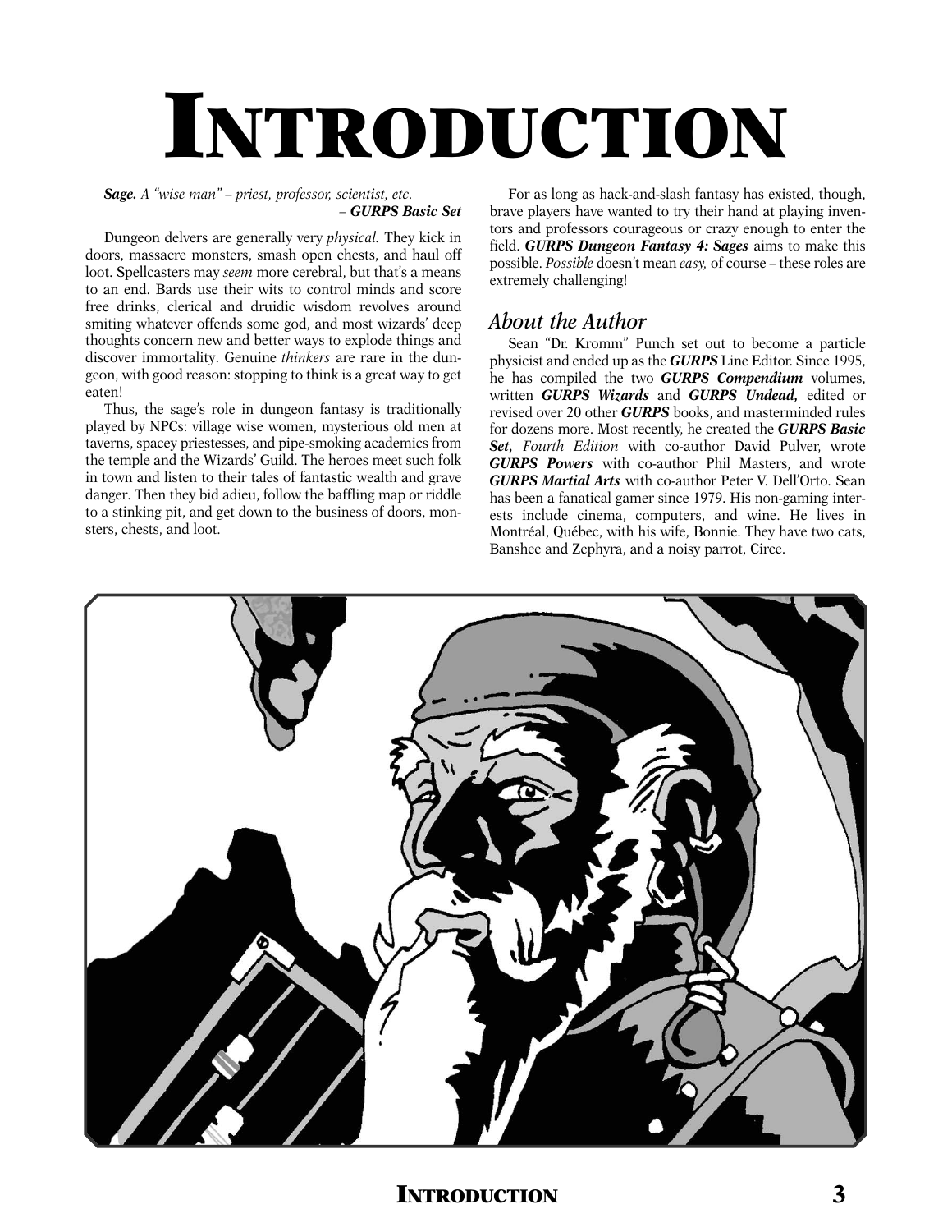# Introduction

***Sage.** A "wise man" – priest, professor, scientist, etc.*
– ***GURPS Basic Set***

Dungeon delvers are generally very *physical.* They kick in doors, massacre monsters, smash open chests, and haul off loot. Spellcasters may *seem* more cerebral, but that's a means to an end. Bards use their wits to control minds and score free drinks, clerical and druidic wisdom revolves around smiting whatever offends some god, and most wizards' deep thoughts concern new and better ways to explode things and discover immortality. Genuine *thinkers* are rare in the dungeon, with good reason: stopping to think is a great way to get eaten!

Thus, the sage's role in dungeon fantasy is traditionally played by NPCs: village wise women, mysterious old men at taverns, spacey priestesses, and pipe-smoking academics from the temple and the Wizards' Guild. The heroes meet such folk in town and listen to their tales of fantastic wealth and grave danger. Then they bid adieu, follow the baffling map or riddle to a stinking pit, and get down to the business of doors, monsters, chests, and loot.

For as long as hack-and-slash fantasy has existed, though, brave players have wanted to try their hand at playing inventors and professors courageous or crazy enough to enter the field. ***GURPS Dungeon Fantasy 4: Sages*** aims to make this possible. *Possible* doesn't mean *easy,* of course – these roles are extremely challenging!

## *About the Author*

Sean "Dr. Kromm" Punch set out to become a particle physicist and ended up as the ***GURPS*** Line Editor. Since 1995, he has compiled the two ***GURPS Compendium*** volumes, written ***GURPS Wizards*** and ***GURPS Undead,*** edited or revised over 20 other ***GURPS*** books, and masterminded rules for dozens more. Most recently, he created the ***GURPS Basic Set,*** *Fourth Edition* with co-author David Pulver, wrote ***GURPS Powers*** with co-author Phil Masters, and wrote ***GURPS Martial Arts*** with co-author Peter V. Dell'Orto. Sean has been a fanatical gamer since 1979. His non-gaming interests include cinema, computers, and wine. He lives in Montréal, Québec, with his wife, Bonnie. They have two cats, Banshee and Zephyra, and a noisy parrot, Circe.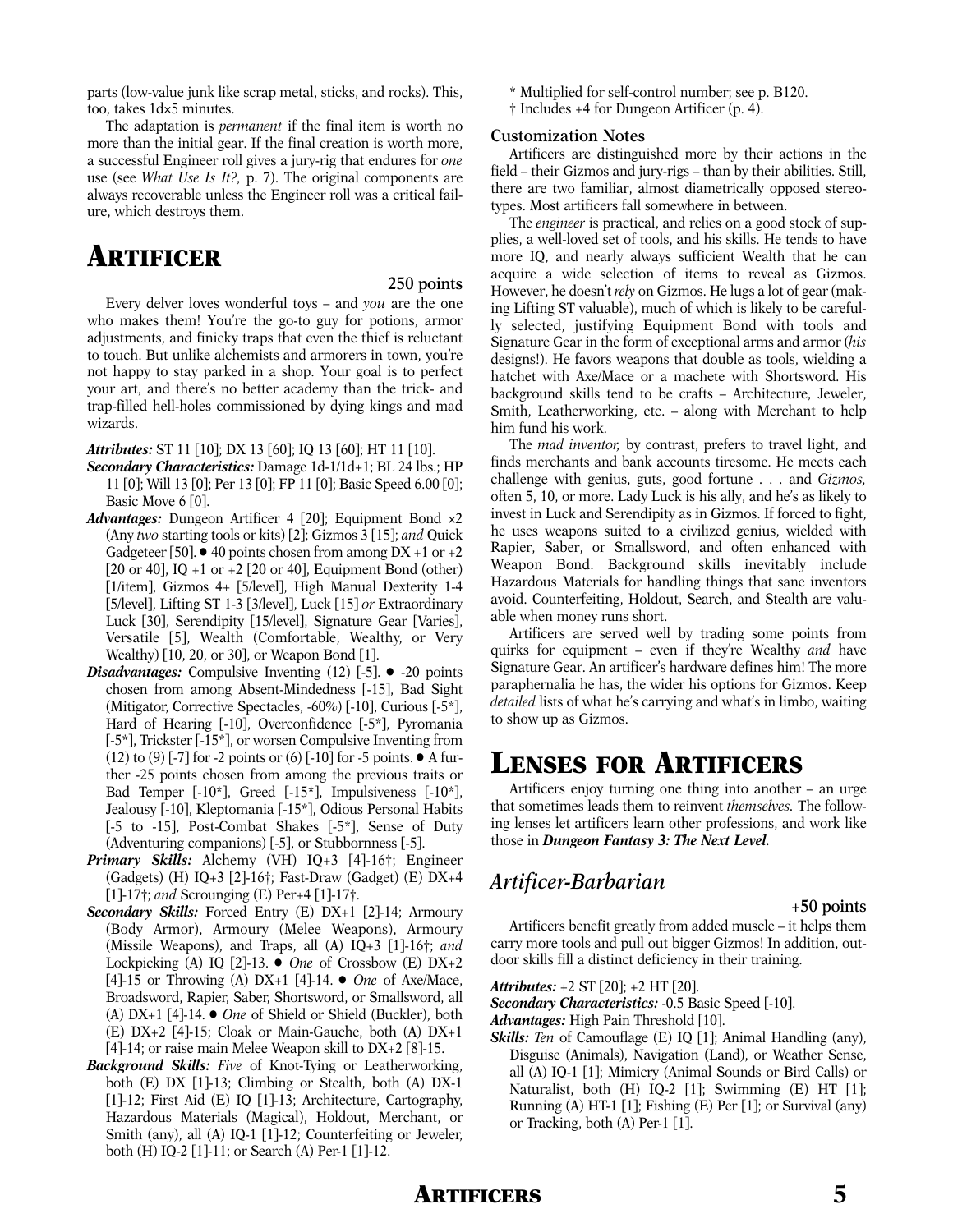parts (low-value junk like scrap metal, sticks, and rocks). This, too, takes 1d×5 minutes.

The adaptation is *permanent* if the final item is worth no more than the initial gear. If the final creation is worth more, a successful Engineer roll gives a jury-rig that endures for *one* use (see *What Use Is It?,* p. 7). The original components are always recoverable unless the Engineer roll was a critical failure, which destroys them.

# Artificer

**250 points**

Every delver loves wonderful toys – and *you* are the one who makes them! You're the go-to guy for potions, armor adjustments, and finicky traps that even the thief is reluctant to touch. But unlike alchemists and armorers in town, you're not happy to stay parked in a shop. Your goal is to perfect your art, and there's no better academy than the trick- and trap-filled hell-holes commissioned by dying kings and mad wizards.

***Attributes:*** ST 11 [10]; DX 13 [60]; IQ 13 [60]; HT 11 [10].

***Secondary Characteristics:*** Damage 1d-1/1d+1; BL 24 lbs.; HP 11 [0]; Will 13 [0]; Per 13 [0]; FP 11 [0]; Basic Speed 6.00 [0]; Basic Move 6 [0].

***Advantages:*** Dungeon Artificer 4 [20]; Equipment Bond ×2 (Any *two* starting tools or kits) [2]; Gizmos 3 [15]; *and* Quick Gadgeteer [50]. • 40 points chosen from among DX +1 or +2 [20 or 40], IQ +1 or +2 [20 or 40], Equipment Bond (other) [1/item], Gizmos 4+ [5/level], High Manual Dexterity 1-4 [5/level], Lifting ST 1-3 [3/level], Luck [15] *or* Extraordinary Luck [30], Serendipity [15/level], Signature Gear [Varies], Versatile [5], Wealth (Comfortable, Wealthy, or Very Wealthy) [10, 20, or 30], or Weapon Bond [1].

***Disadvantages:*** Compulsive Inventing (12) [-5]. • -20 points chosen from among Absent-Mindedness [-15], Bad Sight (Mitigator, Corrective Spectacles, -60%) [-10], Curious [-5*], Hard of Hearing [-10], Overconfidence [-5*], Pyromania [-5*], Trickster [-15*], or worsen Compulsive Inventing from (12) to (9) [-7] for -2 points or (6) [-10] for -5 points. • A further -25 points chosen from among the previous traits or Bad Temper [-10*], Greed [-15*], Impulsiveness [-10*], Jealousy [-10], Kleptomania [-15*], Odious Personal Habits [-5 to -15], Post-Combat Shakes [-5*], Sense of Duty (Adventuring companions) [-5], or Stubbornness [-5].

***Primary Skills:*** Alchemy (VH) IQ+3 [4]-16†; Engineer (Gadgets) (H) IQ+3 [2]-16†; Fast-Draw (Gadget) (E) DX+4 [1]-17†; *and* Scrounging (E) Per+4 [1]-17†.

***Secondary Skills:*** Forced Entry (E) DX+1 [2]-14; Armoury (Body Armor), Armoury (Melee Weapons), Armoury (Missile Weapons), and Traps, all (A) IQ+3 [1]-16†; *and* Lockpicking (A) IQ [2]-13. • *One* of Crossbow (E) DX+2 [4]-15 or Throwing (A) DX+1 [4]-14. • *One* of Axe/Mace, Broadsword, Rapier, Saber, Shortsword, or Smallsword, all (A) DX+1 [4]-14. • *One* of Shield or Shield (Buckler), both (E) DX+2 [4]-15; Cloak or Main-Gauche, both (A) DX+1 [4]-14; or raise main Melee Weapon skill to DX+2 [8]-15.

***Background Skills:*** *Five* of Knot-Tying or Leatherworking, both (E) DX [1]-13; Climbing or Stealth, both (A) DX-1 [1]-12; First Aid (E) IQ [1]-13; Architecture, Cartography, Hazardous Materials (Magical), Holdout, Merchant, or Smith (any), all (A) IQ-1 [1]-12; Counterfeiting or Jeweler, both (H) IQ-2 [1]-11; or Search (A) Per-1 [1]-12.

\* Multiplied for self-control number; see p. B120.

† Includes +4 for Dungeon Artificer (p. 4).

### Customization Notes

Artificers are distinguished more by their actions in the field – their Gizmos and jury-rigs – than by their abilities. Still, there are two familiar, almost diametrically opposed stereotypes. Most artificers fall somewhere in between.

The *engineer* is practical, and relies on a good stock of supplies, a well-loved set of tools, and his skills. He tends to have more IQ, and nearly always sufficient Wealth that he can acquire a wide selection of items to reveal as Gizmos. However, he doesn't *rely* on Gizmos. He lugs a lot of gear (making Lifting ST valuable), much of which is likely to be carefully selected, justifying Equipment Bond with tools and Signature Gear in the form of exceptional arms and armor (*his* designs!). He favors weapons that double as tools, wielding a hatchet with Axe/Mace or a machete with Shortsword. His background skills tend to be crafts – Architecture, Jeweler, Smith, Leatherworking, etc. – along with Merchant to help him fund his work.

The *mad inventor,* by contrast, prefers to travel light, and finds merchants and bank accounts tiresome. He meets each challenge with genius, guts, good fortune . . . and *Gizmos,* often 5, 10, or more. Lady Luck is his ally, and he's as likely to invest in Luck and Serendipity as in Gizmos. If forced to fight, he uses weapons suited to a civilized genius, wielded with Rapier, Saber, or Smallsword, and often enhanced with Weapon Bond. Background skills inevitably include Hazardous Materials for handling things that sane inventors avoid. Counterfeiting, Holdout, Search, and Stealth are valuable when money runs short.

Artificers are served well by trading some points from quirks for equipment – even if they're Wealthy *and* have Signature Gear. An artificer's hardware defines him! The more paraphernalia he has, the wider his options for Gizmos. Keep *detailed* lists of what he's carrying and what's in limbo, waiting to show up as Gizmos.

# Lenses for Artificers

Artificers enjoy turning one thing into another – an urge that sometimes leads them to reinvent *themselves.* The following lenses let artificers learn other professions, and work like those in ***Dungeon Fantasy 3: The Next Level.***

## Artificer-Barbarian

**+50 points**

Artificers benefit greatly from added muscle – it helps them carry more tools and pull out bigger Gizmos! In addition, outdoor skills fill a distinct deficiency in their training.

***Attributes:*** +2 ST [20]; +2 HT [20].

***Secondary Characteristics:*** -0.5 Basic Speed [-10].

***Advantages:*** High Pain Threshold [10].

***Skills:*** *Ten* of Camouflage (E) IQ [1]; Animal Handling (any), Disguise (Animals), Navigation (Land), or Weather Sense, all (A) IQ-1 [1]; Mimicry (Animal Sounds or Bird Calls) or Naturalist, both (H) IQ-2 [1]; Swimming (E) HT [1]; Running (A) HT-1 [1]; Fishing (E) Per [1]; or Survival (any) or Tracking, both (A) Per-1 [1].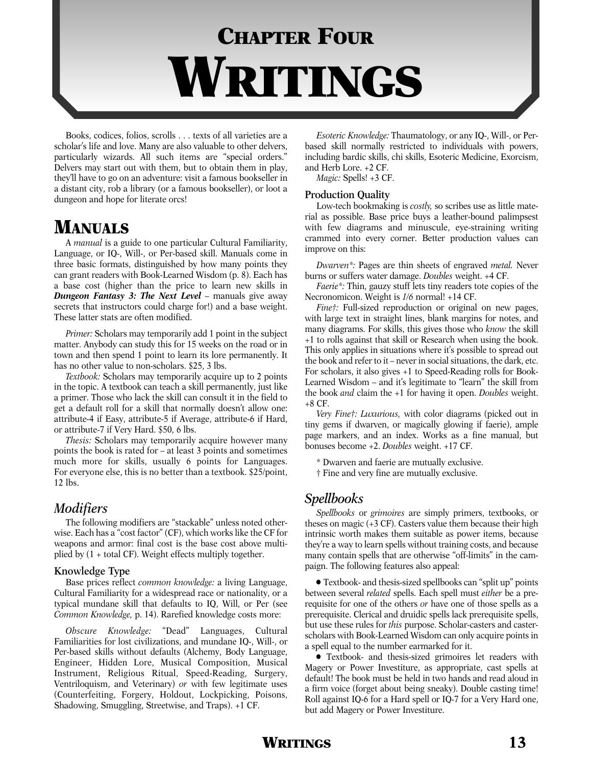# Chapter Four
# Writings

Books, codices, folios, scrolls . . . texts of all varieties are a scholar's life and love. Many are also valuable to other delvers, particularly wizards. All such items are "special orders." Delvers may start out with them, but to obtain them in play, they'll have to go on an adventure: visit a famous bookseller in a distant city, rob a library (or a famous bookseller), or loot a dungeon and hope for literate orcs!

## Manuals

A *manual* is a guide to one particular Cultural Familiarity, Language, or IQ-, Will-, or Per-based skill. Manuals come in three basic formats, distinguished by how many points they can grant readers with Book-Learned Wisdom (p. 8). Each has a base cost (higher than the price to learn new skills in ***Dungeon Fantasy 3: The Next Level*** – manuals give away secrets that instructors could charge for!) and a base weight. These latter stats are often modified.

*Primer:* Scholars may temporarily add 1 point in the subject matter. Anybody can study this for 15 weeks on the road or in town and then spend 1 point to learn its lore permanently. It has no other value to non-scholars. $25, 3 lbs.

*Textbook:* Scholars may temporarily acquire up to 2 points in the topic. A textbook can teach a skill permanently, just like a primer. Those who lack the skill can consult it in the field to get a default roll for a skill that normally doesn't allow one: attribute-4 if Easy, attribute-5 if Average, attribute-6 if Hard, or attribute-7 if Very Hard. $50, 6 lbs.

*Thesis:* Scholars may temporarily acquire however many points the book is rated for – at least 3 points and sometimes much more for skills, usually 6 points for Languages. For everyone else, this is no better than a textbook. $25/point, 12 lbs.

### Modifiers

The following modifiers are "stackable" unless noted otherwise. Each has a "cost factor" (CF), which works like the CF for weapons and armor: final cost is the base cost above multiplied by (1 + total CF). Weight effects multiply together.

#### Knowledge Type

Base prices reflect *common knowledge:* a living Language, Cultural Familiarity for a widespread race or nationality, or a typical mundane skill that defaults to IQ, Will, or Per (see *Common Knowledge,* p. 14). Rarefied knowledge costs more:

*Obscure Knowledge:* "Dead" Languages, Cultural Familiarities for lost civilizations, and mundane IQ-, Will-, or Per-based skills without defaults (Alchemy, Body Language, Engineer, Hidden Lore, Musical Composition, Musical Instrument, Religious Ritual, Speed-Reading, Surgery, Ventriloquism, and Veterinary) *or* with few legitimate uses (Counterfeiting, Forgery, Holdout, Lockpicking, Poisons, Shadowing, Smuggling, Streetwise, and Traps). +1 CF.

*Esoteric Knowledge:* Thaumatology, or any IQ-, Will-, or Per-based skill normally restricted to individuals with powers, including bardic skills, chi skills, Esoteric Medicine, Exorcism, and Herb Lore. +2 CF.

*Magic:* Spells! +3 CF.

#### Production Quality

Low-tech bookmaking is *costly,* so scribes use as little material as possible. Base price buys a leather-bound palimpsest with few diagrams and minuscule, eye-straining writing crammed into every corner. Better production values can improve on this:

*Dwarven\*:* Pages are thin sheets of engraved *metal.* Never burns or suffers water damage. *Doubles* weight. +4 CF.

*Faerie\*:* Thin, gauzy stuff lets tiny readers tote copies of the Necronomicon. Weight is *1/6* normal! +14 CF.

*Fine†:* Full-sized reproduction or original on new pages, with large text in straight lines, blank margins for notes, and many diagrams. For skills, this gives those who *know* the skill +1 to rolls against that skill or Research when using the book. This only applies in situations where it's possible to spread out the book and refer to it – never in social situations, the dark, etc. For scholars, it also gives +1 to Speed-Reading rolls for Book-Learned Wisdom – and it's legitimate to "learn" the skill from the book *and* claim the +1 for having it open. *Doubles* weight. +8 CF.

*Very Fine†: Luxurious,* with color diagrams (picked out in tiny gems if dwarven, or magically glowing if faerie), ample page markers, and an index. Works as a fine manual, but bonuses become +2. *Doubles* weight. +17 CF.

\* Dwarven and faerie are mutually exclusive.

† Fine and very fine are mutually exclusive.

### Spellbooks

*Spellbooks* or *grimoires* are simply primers, textbooks, or theses on magic (+3 CF). Casters value them because their high intrinsic worth makes them suitable as power items, because they're a way to learn spells without training costs, and because many contain spells that are otherwise "off-limits" in the campaign. The following features also appeal:

- Textbook- and thesis-sized spellbooks can "split up" points between several *related* spells. Each spell must *either* be a prerequisite for one of the others *or* have one of those spells as a prerequisite. Clerical and druidic spells lack prerequisite spells, but use these rules for *this* purpose. Scholar-casters and caster-scholars with Book-Learned Wisdom can only acquire points in a spell equal to the number earmarked for it.
- Textbook- and thesis-sized grimoires let readers with Magery or Power Investiture, as appropriate, cast spells at default! The book must be held in two hands and read aloud in a firm voice (forget about being sneaky). Double casting time! Roll against IQ-6 for a Hard spell or IQ-7 for a Very Hard one, but add Magery or Power Investiture.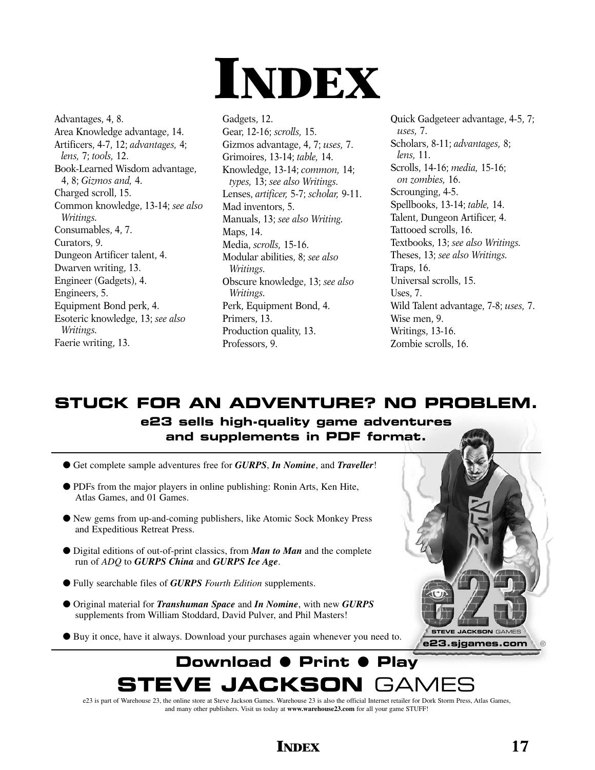# INDEX

Advantages, 4, 8.
Area Knowledge advantage, 14.
Artificers, 4-7, 12; *advantages,* 4; *lens,* 7; *tools,* 12.
Book-Learned Wisdom advantage, 4, 8; *Gizmos and,* 4.
Charged scroll, 15.
Common knowledge, 13-14; *see also Writings.*
Consumables, 4, 7.
Curators, 9.
Dungeon Artificer talent, 4.
Dwarven writing, 13.
Engineer (Gadgets), 4.
Engineers, 5.
Equipment Bond perk, 4.
Esoteric knowledge, 13; *see also Writings.*
Faerie writing, 13.
Gadgets, 12.
Gear, 12-16; *scrolls,* 15.
Gizmos advantage, 4, 7; *uses,* 7.
Grimoires, 13-14; *table,* 14.
Knowledge, 13-14; *common,* 14; *types,* 13; *see also Writings.*
Lenses, *artificer,* 5-7; *scholar,* 9-11.
Mad inventors, 5.
Manuals, 13; *see also Writing.*
Maps, 14.
Media, *scrolls,* 15-16.
Modular abilities, 8; *see also Writings.*
Obscure knowledge, 13; *see also Writings.*
Perk, Equipment Bond, 4.
Primers, 13.
Production quality, 13.
Professors, 9.
Quick Gadgeteer advantage, 4-5, 7; *uses,* 7.
Scholars, 8-11; *advantages,* 8; *lens,* 11.
Scrolls, 14-16; *media,* 15-16; *on zombies,* 16.
Scrounging, 4-5.
Spellbooks, 13-14; *table,* 14.
Talent, Dungeon Artificer, 4.
Tattooed scrolls, 16.
Textbooks, 13; *see also Writings.*
Theses, 13; *see also Writings.*
Traps, 16.
Universal scrolls, 15.
Uses, 7.
Wild Talent advantage, 7-8; *uses,* 7.
Wise men, 9.
Writings, 13-16.
Zombie scrolls, 16.

## STUCK FOR AN ADVENTURE? NO PROBLEM.

**e23 sells high-quality game adventures and supplements in PDF format.**

- Get complete sample adventures free for ***GURPS***, ***In Nomine***, and ***Traveller***!
- PDFs from the major players in online publishing: Ronin Arts, Ken Hite, Atlas Games, and 01 Games.
- New gems from up-and-coming publishers, like Atomic Sock Monkey Press and Expeditious Retreat Press.
- Digital editions of out-of-print classics, from ***Man to Man*** and the complete run of *ADQ* to ***GURPS China*** and ***GURPS Ice Age***.
- Fully searchable files of ***GURPS*** *Fourth Edition* supplements.
- Original material for ***Transhuman Space*** and ***In Nomine***, with new ***GURPS*** supplements from William Stoddard, David Pulver, and Phil Masters!
- Buy it once, have it always. Download your purchases again whenever you need to.

e23 STEVE JACKSON GAMES
**e23.sjgames.com**

**Download ● Print ● Play**

**STEVE JACKSON GAMES**

e23 is part of Warehouse 23, the online store at Steve Jackson Games. Warehouse 23 is also the official Internet retailer for Dork Storm Press, Atlas Games, and many other publishers. Visit us today at **www.warehouse23.com** for all your game STUFF!